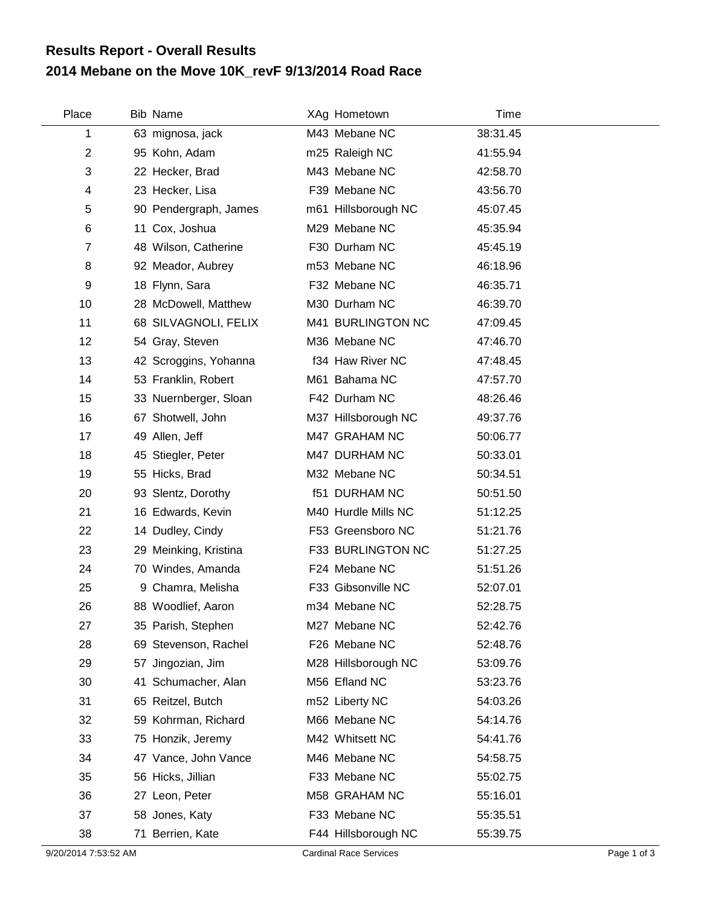# Results Report - Overall Results
## 2014 Mebane on the Move 10K_revF 9/13/2014 Road Race

| Place | Bib | Name | XAg | Hometown | Time |
|---|---|---|---|---|---|
| 1 | 63 | mignosa, jack | M43 | Mebane NC | 38:31.45 |
| 2 | 95 | Kohn, Adam | m25 | Raleigh NC | 41:55.94 |
| 3 | 22 | Hecker, Brad | M43 | Mebane NC | 42:58.70 |
| 4 | 23 | Hecker, Lisa | F39 | Mebane NC | 43:56.70 |
| 5 | 90 | Pendergraph, James | m61 | Hillsborough NC | 45:07.45 |
| 6 | 11 | Cox, Joshua | M29 | Mebane NC | 45:35.94 |
| 7 | 48 | Wilson, Catherine | F30 | Durham NC | 45:45.19 |
| 8 | 92 | Meador, Aubrey | m53 | Mebane NC | 46:18.96 |
| 9 | 18 | Flynn, Sara | F32 | Mebane NC | 46:35.71 |
| 10 | 28 | McDowell, Matthew | M30 | Durham NC | 46:39.70 |
| 11 | 68 | SILVAGNOLI, FELIX | M41 | BURLINGTON NC | 47:09.45 |
| 12 | 54 | Gray, Steven | M36 | Mebane NC | 47:46.70 |
| 13 | 42 | Scroggins, Yohanna | f34 | Haw River NC | 47:48.45 |
| 14 | 53 | Franklin, Robert | M61 | Bahama NC | 47:57.70 |
| 15 | 33 | Nuernberger, Sloan | F42 | Durham NC | 48:26.46 |
| 16 | 67 | Shotwell, John | M37 | Hillsborough NC | 49:37.76 |
| 17 | 49 | Allen, Jeff | M47 | GRAHAM NC | 50:06.77 |
| 18 | 45 | Stiegler, Peter | M47 | DURHAM NC | 50:33.01 |
| 19 | 55 | Hicks, Brad | M32 | Mebane NC | 50:34.51 |
| 20 | 93 | Slentz, Dorothy | f51 | DURHAM NC | 50:51.50 |
| 21 | 16 | Edwards, Kevin | M40 | Hurdle Mills NC | 51:12.25 |
| 22 | 14 | Dudley, Cindy | F53 | Greensboro NC | 51:21.76 |
| 23 | 29 | Meinking, Kristina | F33 | BURLINGTON NC | 51:27.25 |
| 24 | 70 | Windes, Amanda | F24 | Mebane NC | 51:51.26 |
| 25 | 9 | Chamra, Melisha | F33 | Gibsonville NC | 52:07.01 |
| 26 | 88 | Woodlief, Aaron | m34 | Mebane NC | 52:28.75 |
| 27 | 35 | Parish, Stephen | M27 | Mebane NC | 52:42.76 |
| 28 | 69 | Stevenson, Rachel | F26 | Mebane NC | 52:48.76 |
| 29 | 57 | Jingozian, Jim | M28 | Hillsborough NC | 53:09.76 |
| 30 | 41 | Schumacher, Alan | M56 | Efland NC | 53:23.76 |
| 31 | 65 | Reitzel, Butch | m52 | Liberty NC | 54:03.26 |
| 32 | 59 | Kohrman, Richard | M66 | Mebane NC | 54:14.76 |
| 33 | 75 | Honzik, Jeremy | M42 | Whitsett NC | 54:41.76 |
| 34 | 47 | Vance, John Vance | M46 | Mebane NC | 54:58.75 |
| 35 | 56 | Hicks, Jillian | F33 | Mebane NC | 55:02.75 |
| 36 | 27 | Leon, Peter | M58 | GRAHAM NC | 55:16.01 |
| 37 | 58 | Jones, Katy | F33 | Mebane NC | 55:35.51 |
| 38 | 71 | Berrien, Kate | F44 | Hillsborough NC | 55:39.75 |

9/20/2014 7:53:52 AM Cardinal Race Services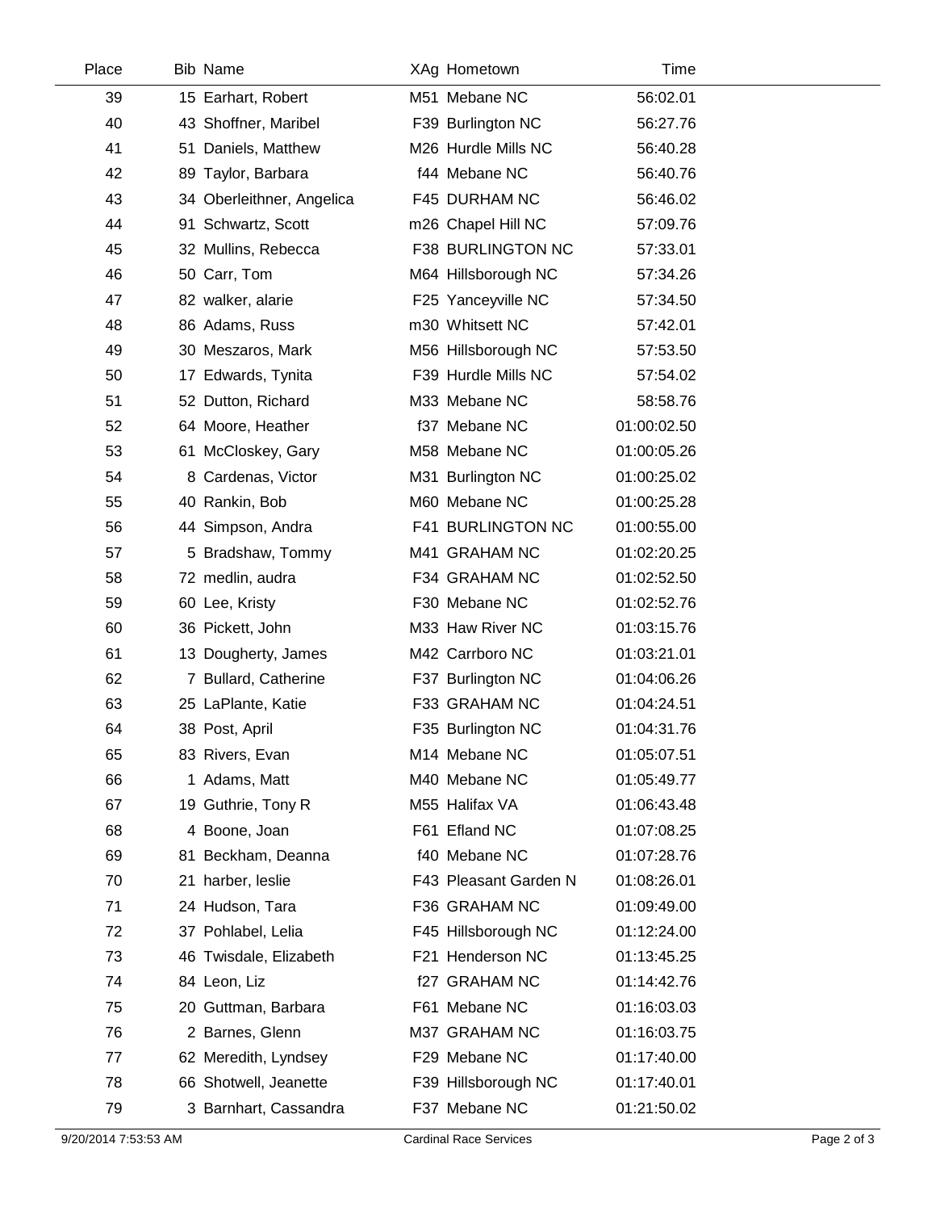| Place | Bib | Name | XAg | Hometown | Time |
|---|---|---|---|---|---|
| 39 | 15 | Earhart, Robert | M51 | Mebane NC | 56:02.01 |
| 40 | 43 | Shoffner, Maribel | F39 | Burlington NC | 56:27.76 |
| 41 | 51 | Daniels, Matthew | M26 | Hurdle Mills NC | 56:40.28 |
| 42 | 89 | Taylor, Barbara | f44 | Mebane NC | 56:40.76 |
| 43 | 34 | Oberleithner, Angelica | F45 | DURHAM NC | 56:46.02 |
| 44 | 91 | Schwartz, Scott | m26 | Chapel Hill NC | 57:09.76 |
| 45 | 32 | Mullins, Rebecca | F38 | BURLINGTON NC | 57:33.01 |
| 46 | 50 | Carr, Tom | M64 | Hillsborough NC | 57:34.26 |
| 47 | 82 | walker, alarie | F25 | Yanceyville NC | 57:34.50 |
| 48 | 86 | Adams, Russ | m30 | Whitsett NC | 57:42.01 |
| 49 | 30 | Meszaros, Mark | M56 | Hillsborough NC | 57:53.50 |
| 50 | 17 | Edwards, Tynita | F39 | Hurdle Mills NC | 57:54.02 |
| 51 | 52 | Dutton, Richard | M33 | Mebane NC | 58:58.76 |
| 52 | 64 | Moore, Heather | f37 | Mebane NC | 01:00:02.50 |
| 53 | 61 | McCloskey, Gary | M58 | Mebane NC | 01:00:05.26 |
| 54 | 8 | Cardenas, Victor | M31 | Burlington NC | 01:00:25.02 |
| 55 | 40 | Rankin, Bob | M60 | Mebane NC | 01:00:25.28 |
| 56 | 44 | Simpson, Andra | F41 | BURLINGTON NC | 01:00:55.00 |
| 57 | 5 | Bradshaw, Tommy | M41 | GRAHAM NC | 01:02:20.25 |
| 58 | 72 | medlin, audra | F34 | GRAHAM NC | 01:02:52.50 |
| 59 | 60 | Lee, Kristy | F30 | Mebane NC | 01:02:52.76 |
| 60 | 36 | Pickett, John | M33 | Haw River NC | 01:03:15.76 |
| 61 | 13 | Dougherty, James | M42 | Carrboro NC | 01:03:21.01 |
| 62 | 7 | Bullard, Catherine | F37 | Burlington NC | 01:04:06.26 |
| 63 | 25 | LaPlante, Katie | F33 | GRAHAM NC | 01:04:24.51 |
| 64 | 38 | Post, April | F35 | Burlington NC | 01:04:31.76 |
| 65 | 83 | Rivers, Evan | M14 | Mebane NC | 01:05:07.51 |
| 66 | 1 | Adams, Matt | M40 | Mebane NC | 01:05:49.77 |
| 67 | 19 | Guthrie, Tony R | M55 | Halifax VA | 01:06:43.48 |
| 68 | 4 | Boone, Joan | F61 | Efland NC | 01:07:08.25 |
| 69 | 81 | Beckham, Deanna | f40 | Mebane NC | 01:07:28.76 |
| 70 | 21 | harber, leslie | F43 | Pleasant Garden N | 01:08:26.01 |
| 71 | 24 | Hudson, Tara | F36 | GRAHAM NC | 01:09:49.00 |
| 72 | 37 | Pohlabel, Lelia | F45 | Hillsborough NC | 01:12:24.00 |
| 73 | 46 | Twisdale, Elizabeth | F21 | Henderson NC | 01:13:45.25 |
| 74 | 84 | Leon, Liz | f27 | GRAHAM NC | 01:14:42.76 |
| 75 | 20 | Guttman, Barbara | F61 | Mebane NC | 01:16:03.03 |
| 76 | 2 | Barnes, Glenn | M37 | GRAHAM NC | 01:16:03.75 |
| 77 | 62 | Meredith, Lyndsey | F29 | Mebane NC | 01:17:40.00 |
| 78 | 66 | Shotwell, Jeanette | F39 | Hillsborough NC | 01:17:40.01 |
| 79 | 3 | Barnhart, Cassandra | F37 | Mebane NC | 01:21:50.02 |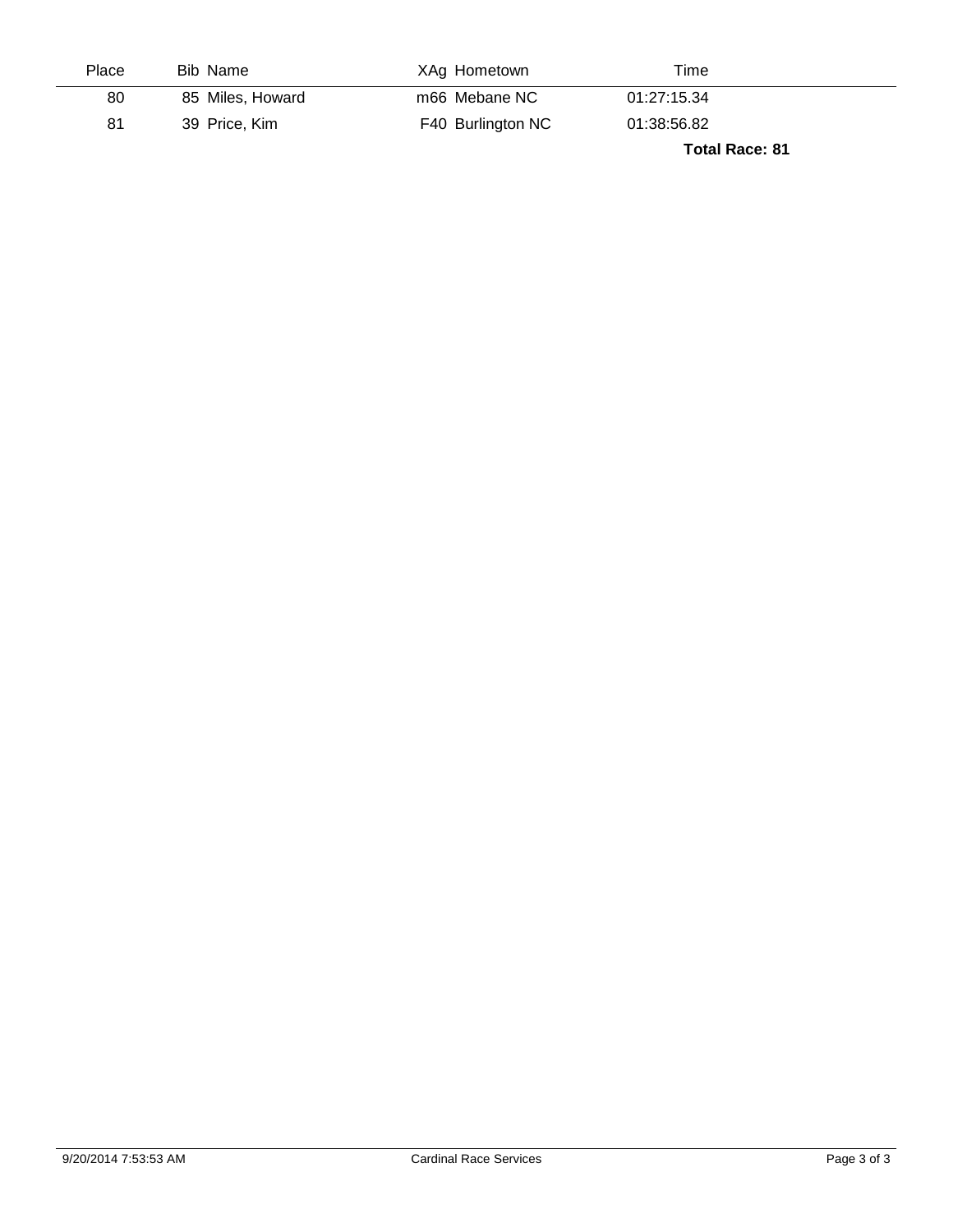| Place | Bib | Name | XAg | Hometown | Time |
|---|---|---|---|---|---|
| 80 | 85 | Miles, Howard | m66 | Mebane NC | 01:27:15.34 |
| 81 | 39 | Price, Kim | F40 | Burlington NC | 01:38:56.82 |

**Total Race: 81**